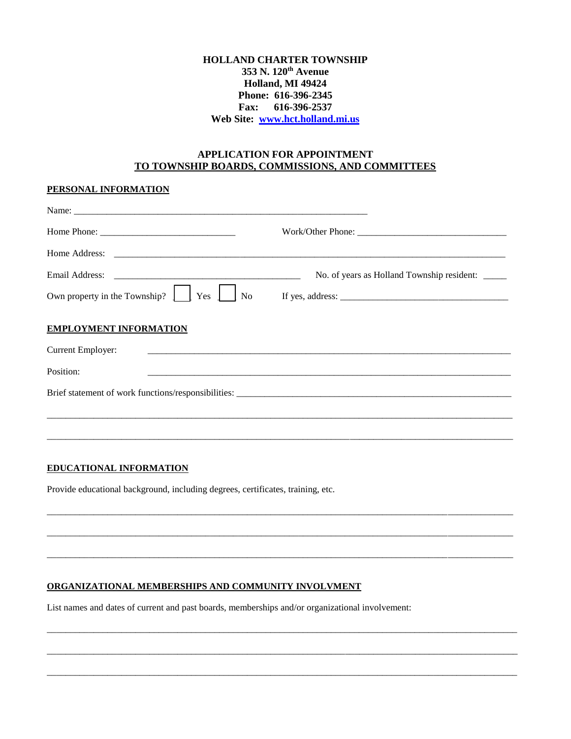**HOLLAND CHARTER TOWNSHIP**
**353 N. 120th Avenue**
**Holland, MI 49424**
**Phone: 616-396-2345**
**Fax: 616-396-2537**
**Web Site: [www.hct.holland.mi.us](http://www.hct.holland.mi.us)**

# APPLICATION FOR APPOINTMENT TO TOWNSHIP BOARDS, COMMISSIONS, AND COMMITTEES

## PERSONAL INFORMATION

Name: ___________________________________________________________________

Home Phone: ____________________________ Work/Other Phone: _______________________________

Home Address: ____________________________________________________________________________

Email Address: ______________________________________ No. of years as Holland Township resident: _____

Own property in the Township? ☐ Yes ☐ No If yes, address: __________________________________

## EMPLOYMENT INFORMATION

Current Employer: ________________________________________________________________________

Position: _______________________________________________________________________________

Brief statement of work functions/responsibilities: ____________________________________________

_______________________________________________________________________________________

_______________________________________________________________________________________

## EDUCATIONAL INFORMATION

Provide educational background, including degrees, certificates, training, etc.

_______________________________________________________________________________________

_______________________________________________________________________________________

_______________________________________________________________________________________

## ORGANIZATIONAL MEMBERSHIPS AND COMMUNITY INVOLVMENT

List names and dates of current and past boards, memberships and/or organizational involvement:

_______________________________________________________________________________________

_______________________________________________________________________________________

_______________________________________________________________________________________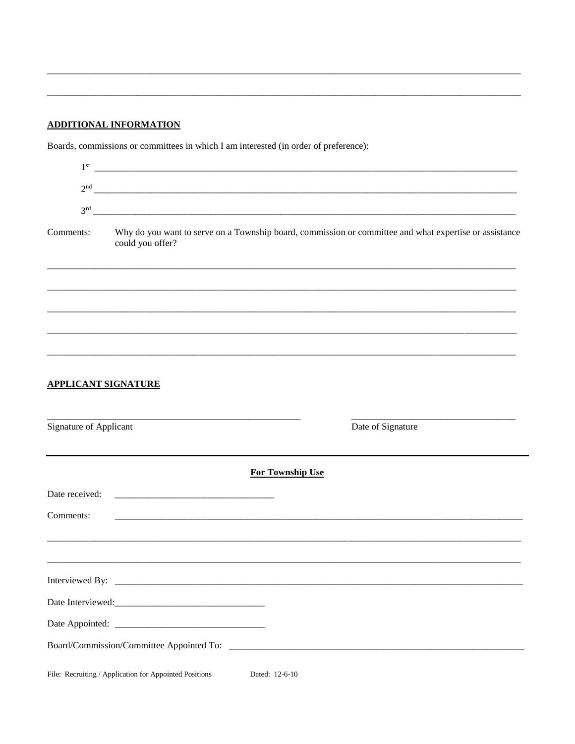\_\_\_\_\_\_\_\_\_\_\_\_\_\_\_\_\_\_\_\_\_\_\_\_\_\_\_\_\_\_\_\_\_\_\_\_\_\_\_\_\_\_\_\_\_\_\_\_\_\_\_\_\_\_\_\_\_\_\_\_\_\_\_\_\_\_\_\_\_\_\_\_\_\_\_\_\_\_\_\_\_\_\_\_\_\_\_\_\_\_\_\_

\_\_\_\_\_\_\_\_\_\_\_\_\_\_\_\_\_\_\_\_\_\_\_\_\_\_\_\_\_\_\_\_\_\_\_\_\_\_\_\_\_\_\_\_\_\_\_\_\_\_\_\_\_\_\_\_\_\_\_\_\_\_\_\_\_\_\_\_\_\_\_\_\_\_\_\_\_\_\_\_\_\_\_\_\_\_\_\_\_\_\_\_

**ADDITIONAL INFORMATION**

Boards, commissions or committees in which I am interested (in order of preference):

1st \_\_\_\_\_\_\_\_\_\_\_\_\_\_\_\_\_\_\_\_\_\_\_\_\_\_\_\_\_\_\_\_\_\_\_\_\_\_\_\_\_\_\_\_\_\_\_\_\_\_\_\_\_\_\_\_\_\_\_\_\_\_\_\_\_\_\_\_\_\_\_\_\_\_\_\_\_\_\_\_\_\_\_

2nd \_\_\_\_\_\_\_\_\_\_\_\_\_\_\_\_\_\_\_\_\_\_\_\_\_\_\_\_\_\_\_\_\_\_\_\_\_\_\_\_\_\_\_\_\_\_\_\_\_\_\_\_\_\_\_\_\_\_\_\_\_\_\_\_\_\_\_\_\_\_\_\_\_\_\_\_\_\_\_\_\_\_\_

3rd \_\_\_\_\_\_\_\_\_\_\_\_\_\_\_\_\_\_\_\_\_\_\_\_\_\_\_\_\_\_\_\_\_\_\_\_\_\_\_\_\_\_\_\_\_\_\_\_\_\_\_\_\_\_\_\_\_\_\_\_\_\_\_\_\_\_\_\_\_\_\_\_\_\_\_\_\_\_\_\_\_\_\_

Comments: Why do you want to serve on a Township board, commission or committee and what expertise or assistance could you offer?

\_\_\_\_\_\_\_\_\_\_\_\_\_\_\_\_\_\_\_\_\_\_\_\_\_\_\_\_\_\_\_\_\_\_\_\_\_\_\_\_\_\_\_\_\_\_\_\_\_\_\_\_\_\_\_\_\_\_\_\_\_\_\_\_\_\_\_\_\_\_\_\_\_\_\_\_\_\_\_\_\_\_\_\_\_\_\_\_\_\_\_\_

\_\_\_\_\_\_\_\_\_\_\_\_\_\_\_\_\_\_\_\_\_\_\_\_\_\_\_\_\_\_\_\_\_\_\_\_\_\_\_\_\_\_\_\_\_\_\_\_\_\_\_\_\_\_\_\_\_\_\_\_\_\_\_\_\_\_\_\_\_\_\_\_\_\_\_\_\_\_\_\_\_\_\_\_\_\_\_\_\_\_\_\_

\_\_\_\_\_\_\_\_\_\_\_\_\_\_\_\_\_\_\_\_\_\_\_\_\_\_\_\_\_\_\_\_\_\_\_\_\_\_\_\_\_\_\_\_\_\_\_\_\_\_\_\_\_\_\_\_\_\_\_\_\_\_\_\_\_\_\_\_\_\_\_\_\_\_\_\_\_\_\_\_\_\_\_\_\_\_\_\_\_\_\_\_

\_\_\_\_\_\_\_\_\_\_\_\_\_\_\_\_\_\_\_\_\_\_\_\_\_\_\_\_\_\_\_\_\_\_\_\_\_\_\_\_\_\_\_\_\_\_\_\_\_\_\_\_\_\_\_\_\_\_\_\_\_\_\_\_\_\_\_\_\_\_\_\_\_\_\_\_\_\_\_\_\_\_\_\_\_\_\_\_\_\_\_\_

\_\_\_\_\_\_\_\_\_\_\_\_\_\_\_\_\_\_\_\_\_\_\_\_\_\_\_\_\_\_\_\_\_\_\_\_\_\_\_\_\_\_\_\_\_\_\_\_\_\_\_\_\_\_\_\_\_\_\_\_\_\_\_\_\_\_\_\_\_\_\_\_\_\_\_\_\_\_\_\_\_\_\_\_\_\_\_\_\_\_\_\_

**APPLICANT SIGNATURE**

\_\_\_\_\_\_\_\_\_\_\_\_\_\_\_\_\_\_\_\_\_\_\_\_\_\_\_\_\_\_\_\_\_\_\_\_\_\_\_\_\_\_\_\_\_\_\_\_\_\_\_\_ \_\_\_\_\_\_\_\_\_\_\_\_\_\_\_\_\_\_\_\_\_\_\_\_\_\_\_\_\_\_\_\_\_\_\_

Signature of Applicant Date of Signature

---

**For Township Use**

Date received: \_\_\_\_\_\_\_\_\_\_\_\_\_\_\_\_\_\_\_\_\_\_\_\_\_\_\_\_\_\_\_\_\_\_

Comments: \_\_\_\_\_\_\_\_\_\_\_\_\_\_\_\_\_\_\_\_\_\_\_\_\_\_\_\_\_\_\_\_\_\_\_\_\_\_\_\_\_\_\_\_\_\_\_\_\_\_\_\_\_\_\_\_\_\_\_\_\_\_\_\_\_\_\_\_\_\_\_\_\_\_\_\_\_\_\_\_\_\_\_\_\_

\_\_\_\_\_\_\_\_\_\_\_\_\_\_\_\_\_\_\_\_\_\_\_\_\_\_\_\_\_\_\_\_\_\_\_\_\_\_\_\_\_\_\_\_\_\_\_\_\_\_\_\_\_\_\_\_\_\_\_\_\_\_\_\_\_\_\_\_\_\_\_\_\_\_\_\_\_\_\_\_\_\_\_\_\_\_\_\_\_\_\_\_

\_\_\_\_\_\_\_\_\_\_\_\_\_\_\_\_\_\_\_\_\_\_\_\_\_\_\_\_\_\_\_\_\_\_\_\_\_\_\_\_\_\_\_\_\_\_\_\_\_\_\_\_\_\_\_\_\_\_\_\_\_\_\_\_\_\_\_\_\_\_\_\_\_\_\_\_\_\_\_\_\_\_\_\_\_\_\_\_\_\_\_\_

Interviewed By: \_\_\_\_\_\_\_\_\_\_\_\_\_\_\_\_\_\_\_\_\_\_\_\_\_\_\_\_\_\_\_\_\_\_\_\_\_\_\_\_\_\_\_\_\_\_\_\_\_\_\_\_\_\_\_\_\_\_\_\_\_\_\_\_\_\_\_\_\_\_\_\_\_\_\_\_\_\_\_\_\_\_

Date Interviewed:\_\_\_\_\_\_\_\_\_\_\_\_\_\_\_\_\_\_\_\_\_\_\_\_\_\_\_\_\_\_\_\_

Date Appointed: \_\_\_\_\_\_\_\_\_\_\_\_\_\_\_\_\_\_\_\_\_\_\_\_\_\_\_\_\_\_\_\_

Board/Commission/Committee Appointed To: \_\_\_\_\_\_\_\_\_\_\_\_\_\_\_\_\_\_\_\_\_\_\_\_\_\_\_\_\_\_\_\_\_\_\_\_\_\_\_\_\_\_\_\_\_\_\_\_\_\_\_\_\_\_\_\_\_\_\_\_\_\_\_\_

File: Recruiting / Application for Appointed Positions Dated: 12-6-10